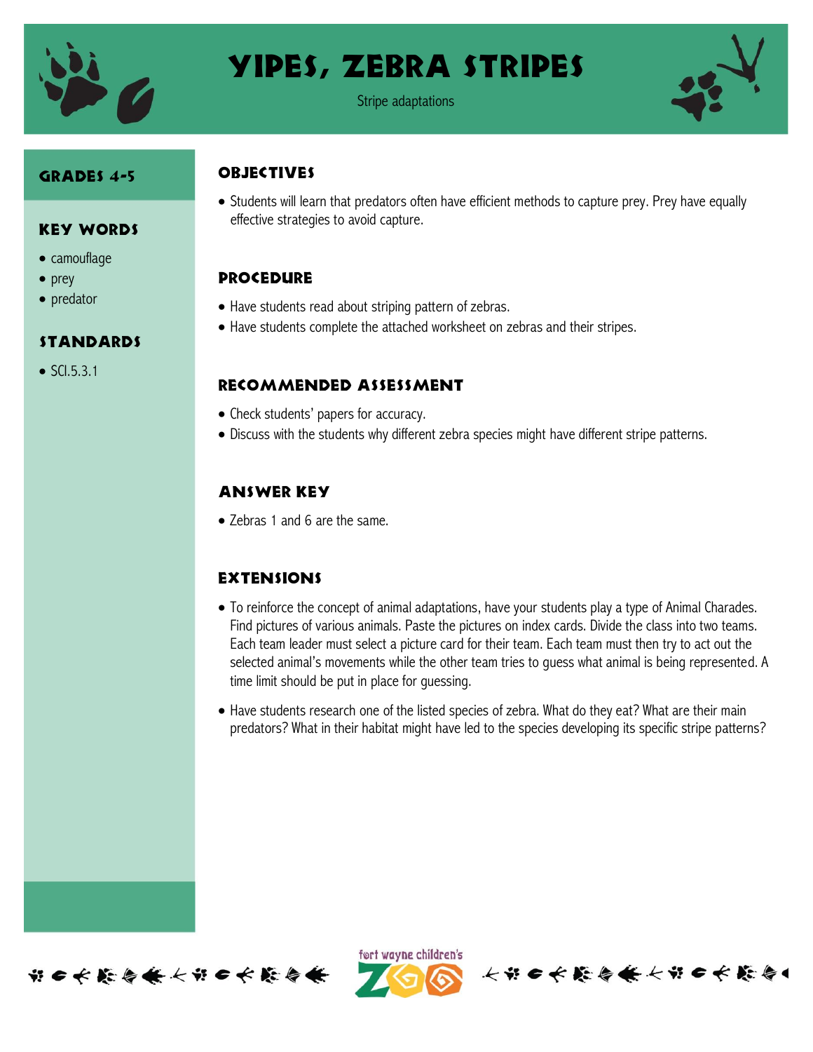# Yipes, Zebra Stripes

Stripe adaptations

## Grades 4-5

## Key Words

- camouflage
- prey
- predator

## Standards

- SCI.5.3.1

## Objectives

- Students will learn that predators often have efficient methods to capture prey. Prey have equally effective strategies to avoid capture.

## Procedure

- Have students read about striping pattern of zebras.
- Have students complete the attached worksheet on zebras and their stripes.

## Recommended Assessment

- Check students' papers for accuracy.
- Discuss with the students why different zebra species might have different stripe patterns.

## Answer Key

- Zebras 1 and 6 are the same.

## Extensions

- To reinforce the concept of animal adaptations, have your students play a type of Animal Charades. Find pictures of various animals. Paste the pictures on index cards. Divide the class into two teams. Each team leader must select a picture card for their team. Each team must then try to act out the selected animal's movements while the other team tries to guess what animal is being represented. A time limit should be put in place for guessing.
- Have students research one of the listed species of zebra. What do they eat? What are their main predators? What in their habitat might have led to the species developing its specific stripe patterns?

fort wayne children's ZOO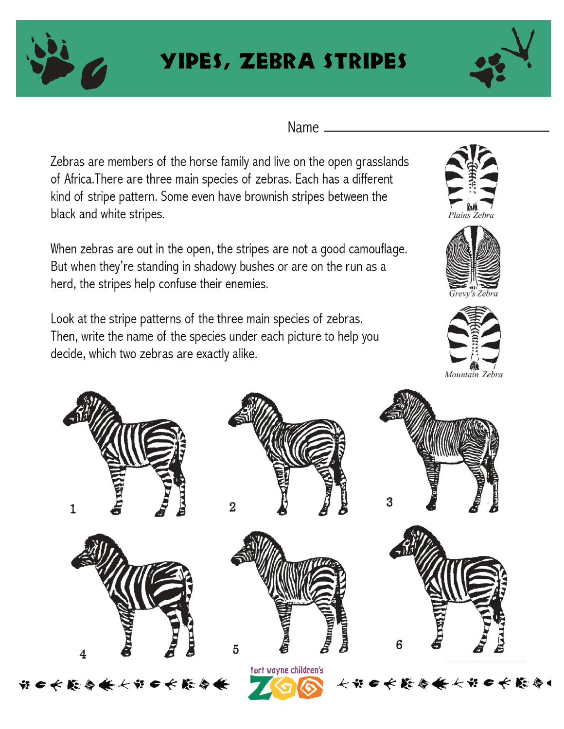# YIPES, ZEBRA STRIPES

Name ___________________________

Zebras are members of the horse family and live on the open grasslands of Africa.There are three main species of zebras. Each has a different kind of stripe pattern. Some even have brownish stripes between the black and white stripes.

When zebras are out in the open, the stripes are not a good camouflage. But when they're standing in shadowy bushes or are on the run as a herd, the stripes help confuse their enemies.

Look at the stripe patterns of the three main species of zebras. Then, write the name of the species under each picture to help you decide, which two zebras are exactly alike.

*Plains Zebra*

*Grevy's Zebra*

*Mountain Zebra*

1

2

3

4

5

6

fort wayne children's ZOO